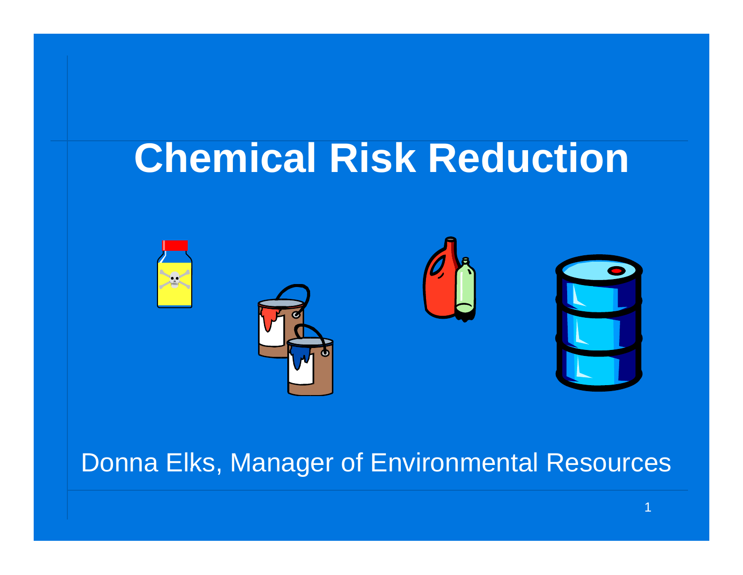# Chemical Risk Reduction

Donna Elks, Manager of Environmental Resources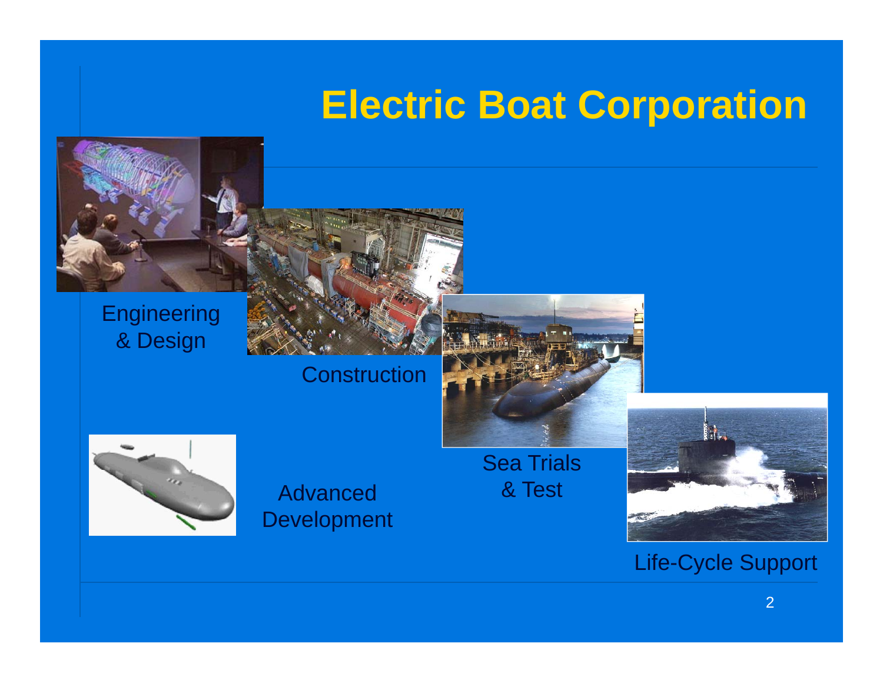# Electric Boat Corporation

Engineering & Design

Construction

Sea Trials & Test

Advanced Development

Life-Cycle Support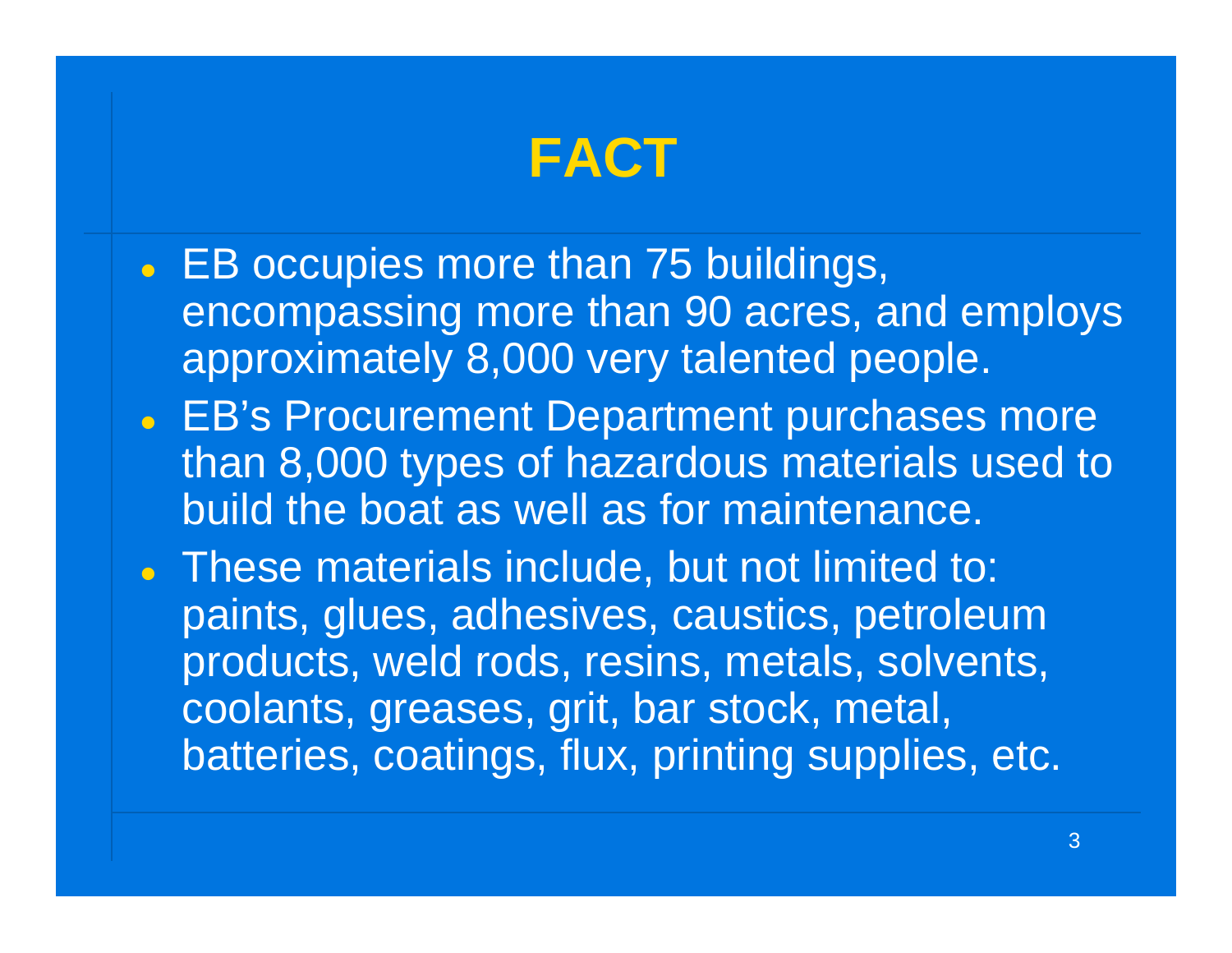# FACT

- EB occupies more than 75 buildings, encompassing more than 90 acres, and employs approximately 8,000 very talented people.
- EB's Procurement Department purchases more than 8,000 types of hazardous materials used to build the boat as well as for maintenance.
- These materials include, but not limited to: paints, glues, adhesives, caustics, petroleum products, weld rods, resins, metals, solvents, coolants, greases, grit, bar stock, metal, batteries, coatings, flux, printing supplies, etc.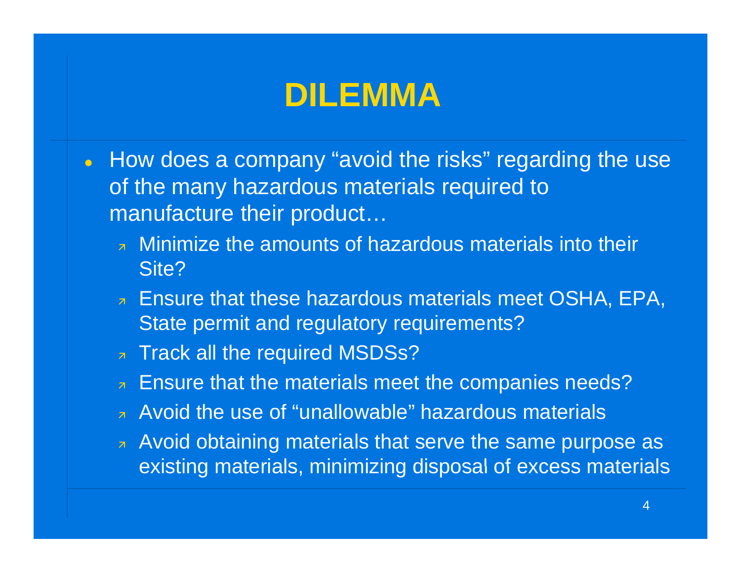# DILEMMA

- How does a company "avoid the risks" regarding the use of the many hazardous materials required to manufacture their product…
  - Minimize the amounts of hazardous materials into their Site?
  - Ensure that these hazardous materials meet OSHA, EPA, State permit and regulatory requirements?
  - Track all the required MSDSs?
  - Ensure that the materials meet the companies needs?
  - Avoid the use of "unallowable" hazardous materials
  - Avoid obtaining materials that serve the same purpose as existing materials, minimizing disposal of excess materials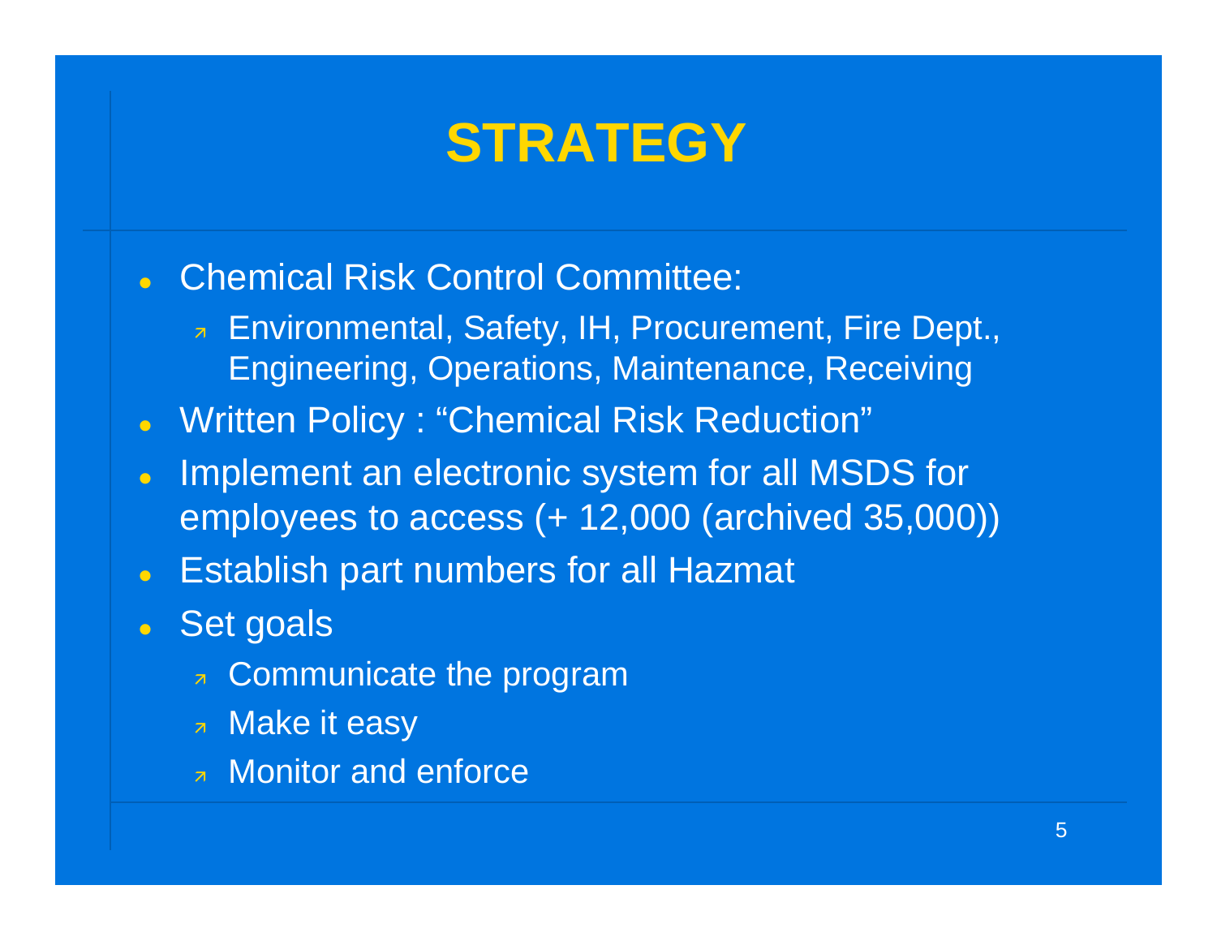# STRATEGY

- Chemical Risk Control Committee:
  - Environmental, Safety, IH, Procurement, Fire Dept., Engineering, Operations, Maintenance, Receiving
- Written Policy : "Chemical Risk Reduction"
- Implement an electronic system for all MSDS for employees to access (+ 12,000 (archived 35,000))
- Establish part numbers for all Hazmat
- Set goals
  - Communicate the program
  - Make it easy
  - Monitor and enforce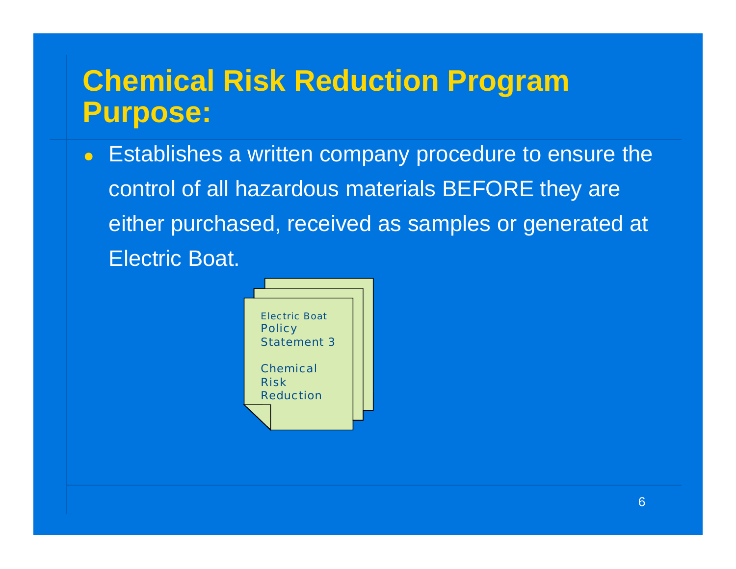# Chemical Risk Reduction Program Purpose:

- Establishes a written company procedure to ensure the control of all hazardous materials BEFORE they are either purchased, received as samples or generated at Electric Boat.

Electric Boat
Policy
Statement 3

Chemical
Risk
Reduction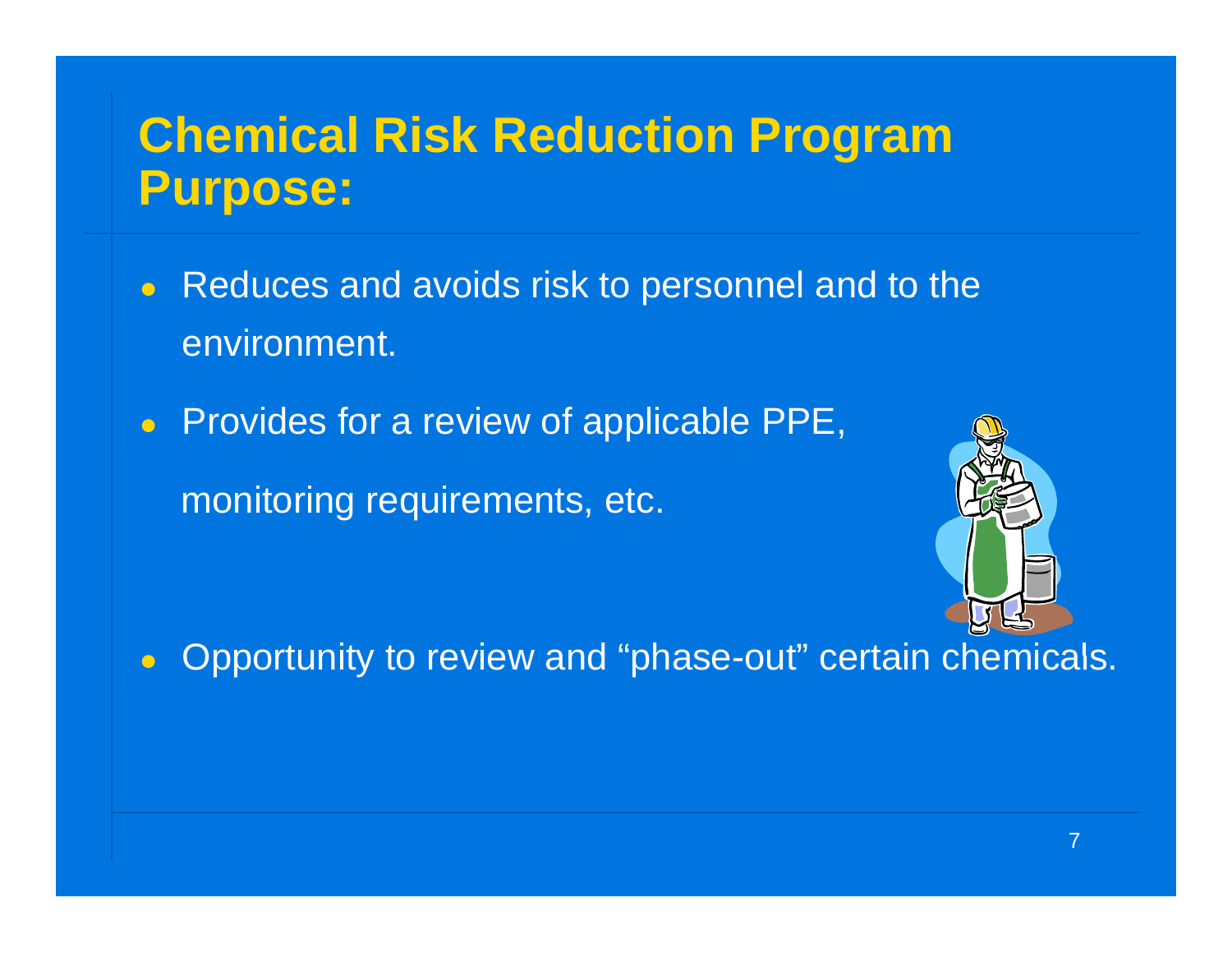# Chemical Risk Reduction Program Purpose:

- Reduces and avoids risk to personnel and to the environment.
- Provides for a review of applicable PPE, monitoring requirements, etc.
- Opportunity to review and "phase-out" certain chemicals.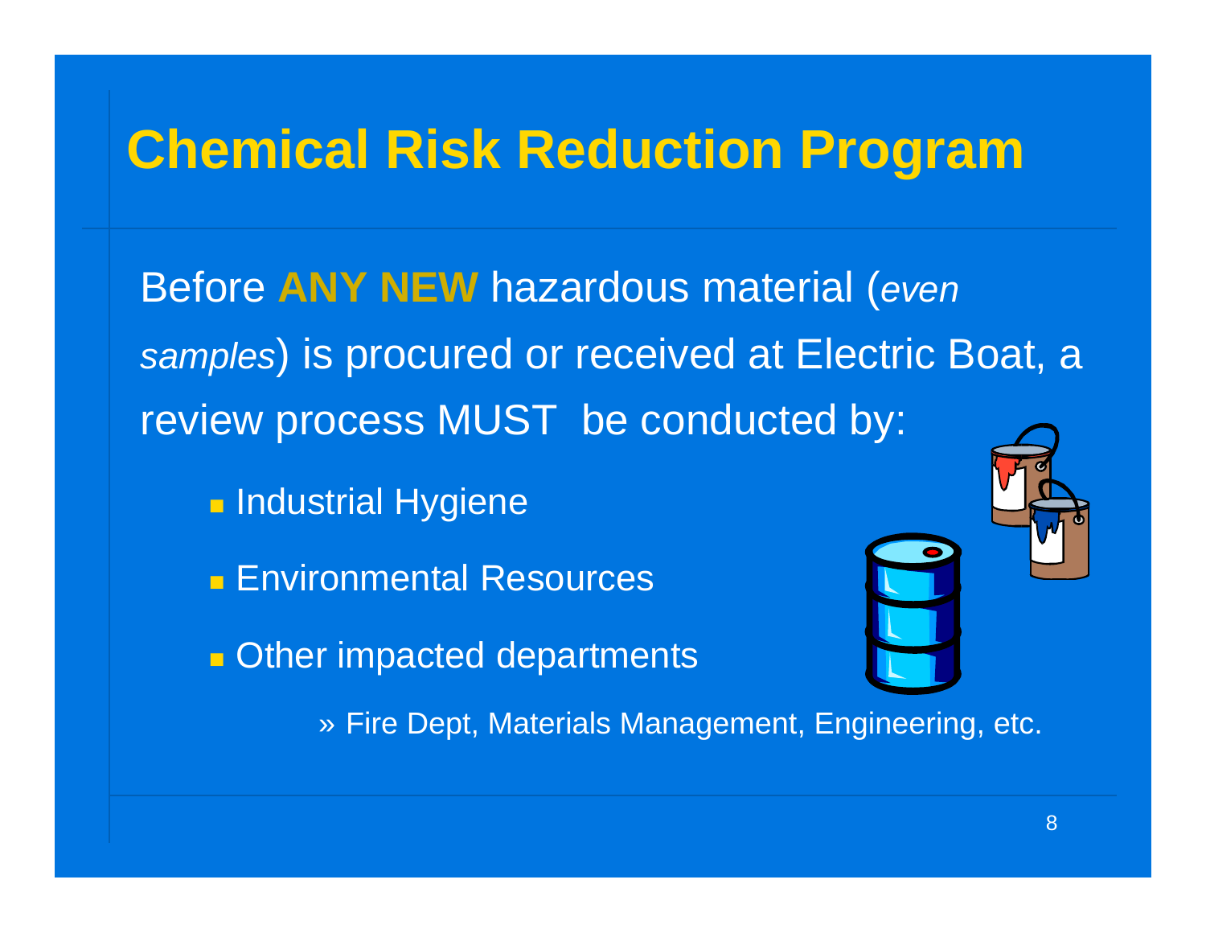# Chemical Risk Reduction Program

Before **ANY NEW** hazardous material (*even samples*) is procured or received at Electric Boat, a review process MUST be conducted by:

- Industrial Hygiene
- Environmental Resources
- Other impacted departments
  - » Fire Dept, Materials Management, Engineering, etc.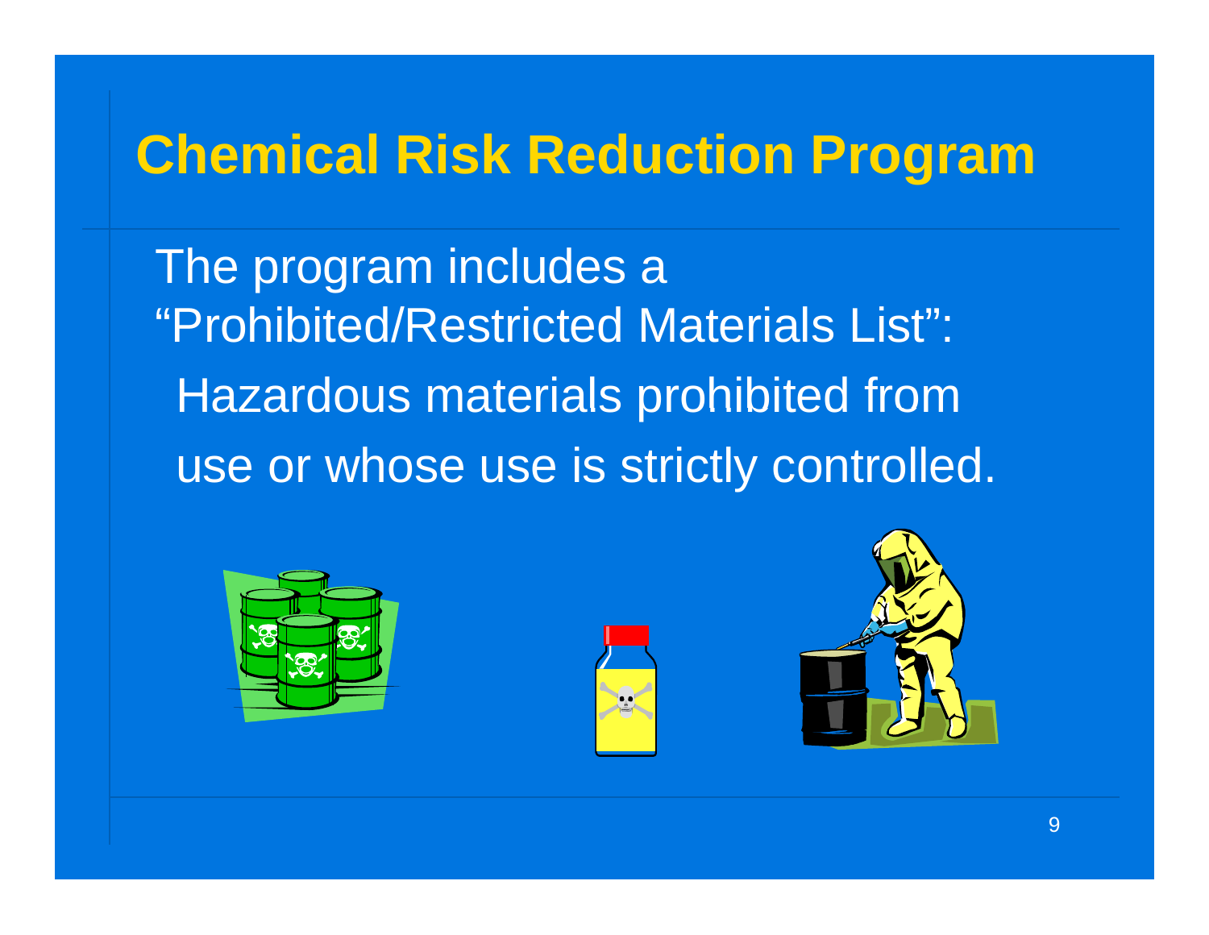# Chemical Risk Reduction Program

The program includes a "Prohibited/Restricted Materials List":

Hazardous materials prohibited from use or whose use is strictly controlled.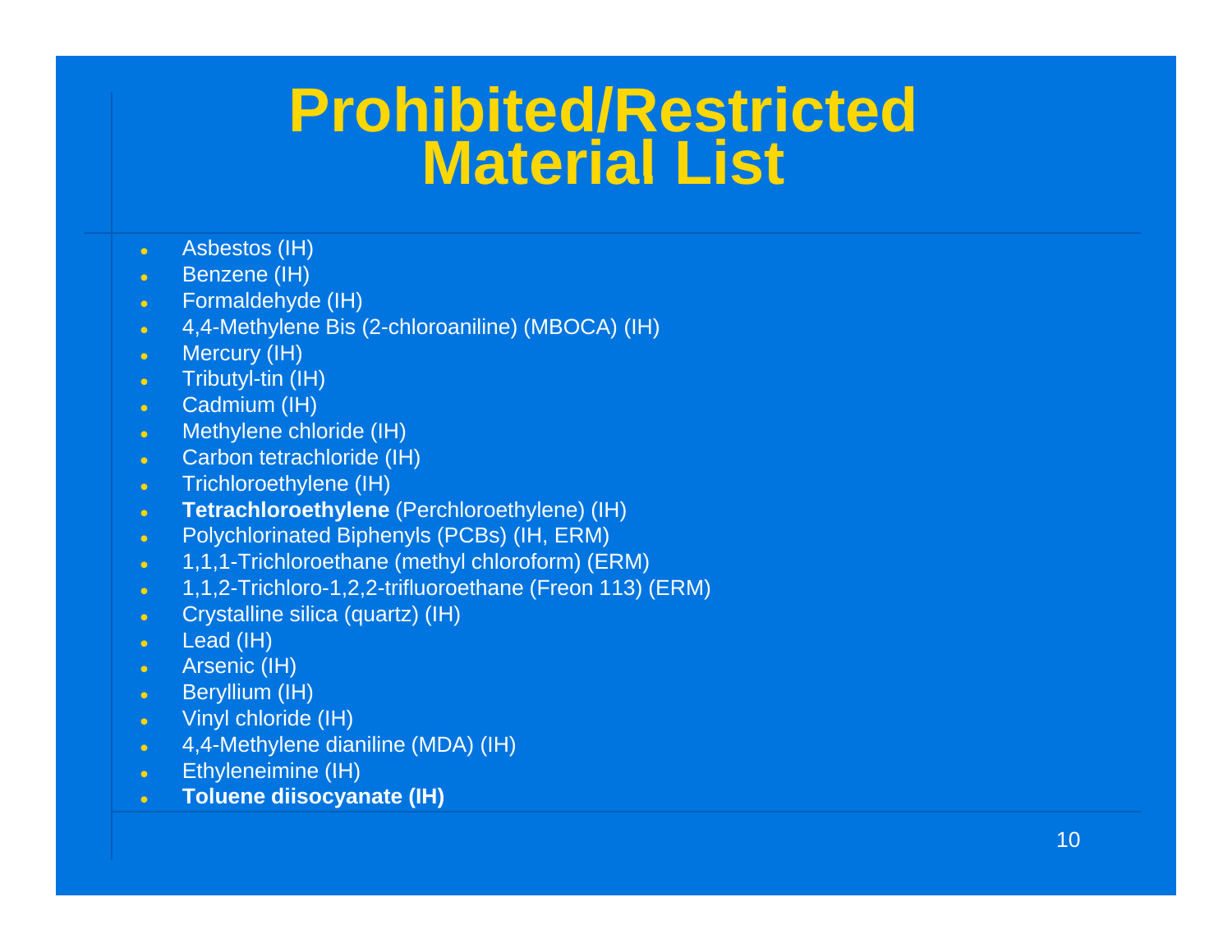# Prohibited/Restricted Material List

- Asbestos (IH)
- Benzene (IH)
- Formaldehyde (IH)
- 4,4-Methylene Bis (2-chloroaniline) (MBOCA) (IH)
- Mercury (IH)
- Tributyl-tin (IH)
- Cadmium (IH)
- Methylene chloride (IH)
- Carbon tetrachloride (IH)
- Trichloroethylene (IH)
- **Tetrachloroethylene** (Perchloroethylene) (IH)
- Polychlorinated Biphenyls (PCBs) (IH, ERM)
- 1,1,1-Trichloroethane (methyl chloroform) (ERM)
- 1,1,2-Trichloro-1,2,2-trifluoroethane (Freon 113) (ERM)
- Crystalline silica (quartz) (IH)
- Lead (IH)
- Arsenic (IH)
- Beryllium (IH)
- Vinyl chloride (IH)
- 4,4-Methylene dianiline (MDA) (IH)
- Ethyleneimine (IH)
- **Toluene diisocyanate (IH)**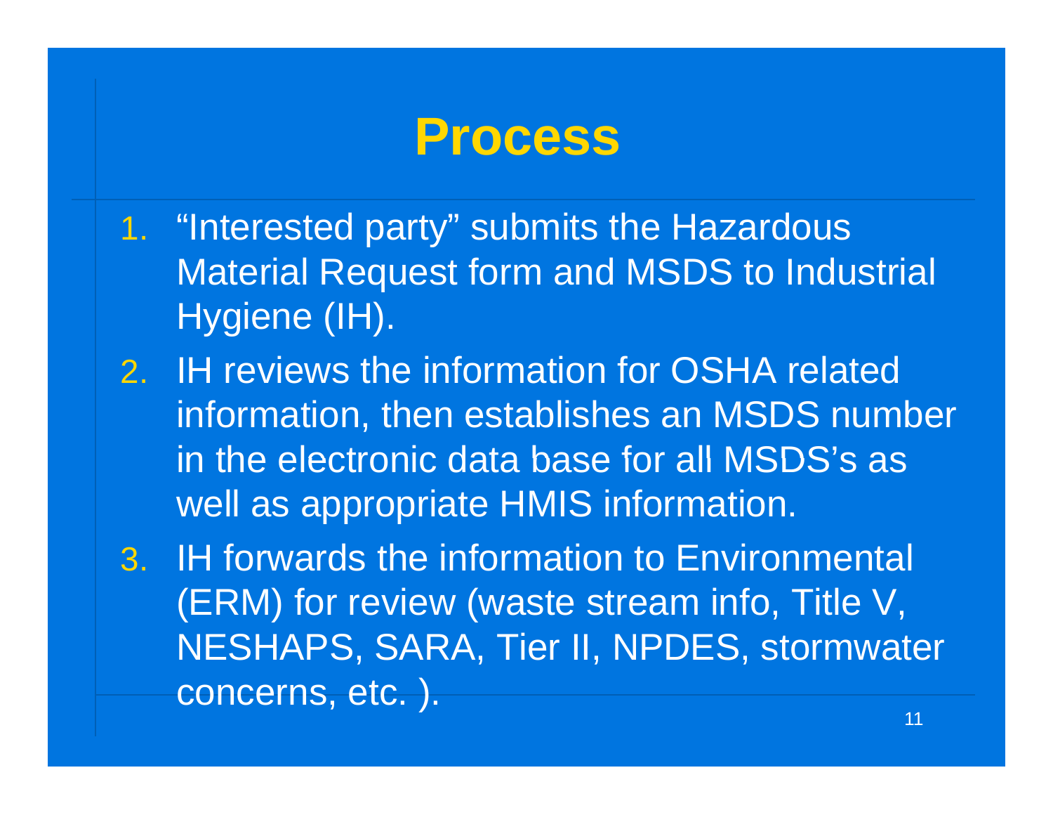# Process

1. "Interested party" submits the Hazardous Material Request form and MSDS to Industrial Hygiene (IH).
2. IH reviews the information for OSHA related information, then establishes an MSDS number in the electronic data base for all MSDS's as well as appropriate HMIS information.
3. IH forwards the information to Environmental (ERM) for review (waste stream info, Title V, NESHAPS, SARA, Tier II, NPDES, stormwater concerns, etc. ).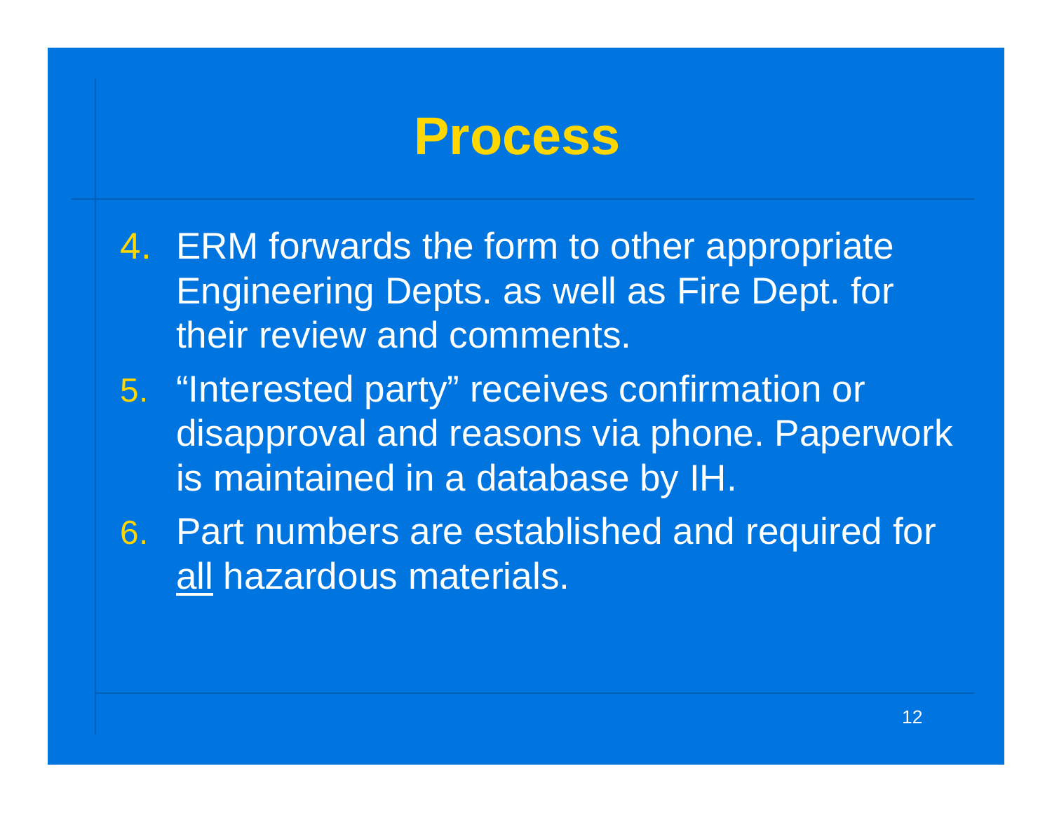# Process

4. ERM forwards the form to other appropriate Engineering Depts. as well as Fire Dept. for their review and comments.
5. “Interested party” receives confirmation or disapproval and reasons via phone. Paperwork is maintained in a database by IH.
6. Part numbers are established and required for <u>all</u> hazardous materials.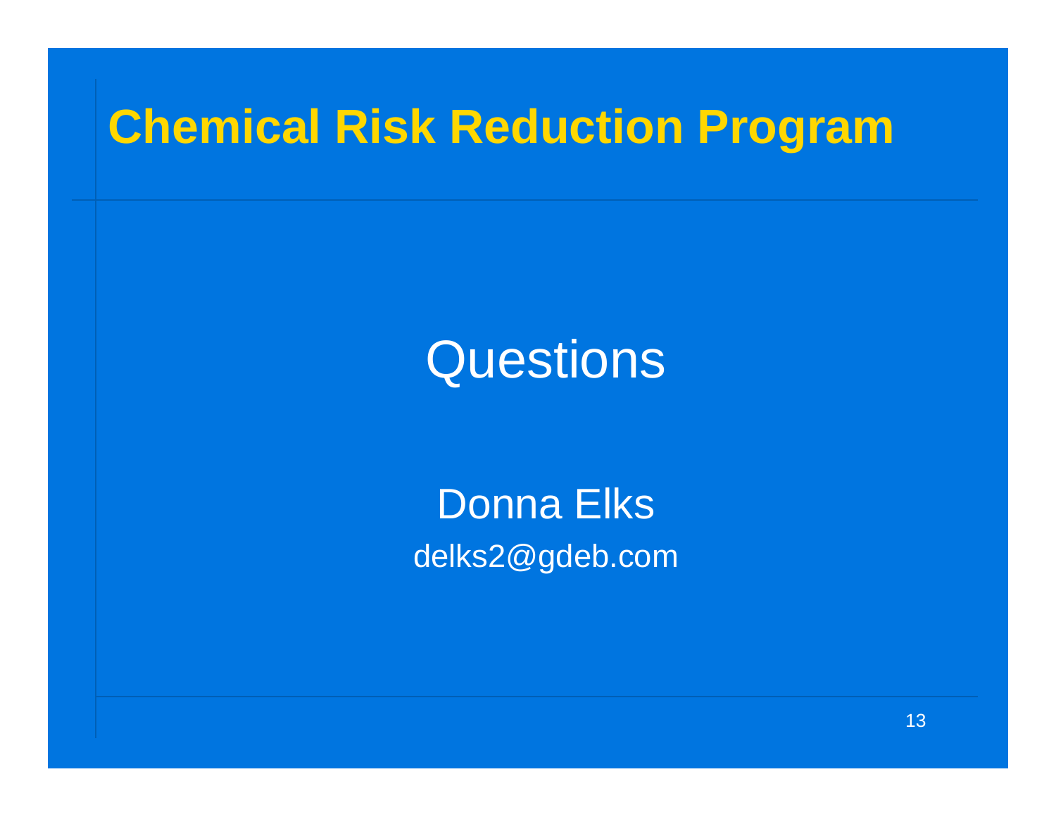# Chemical Risk Reduction Program

Questions

Donna Elks

delks2@gdeb.com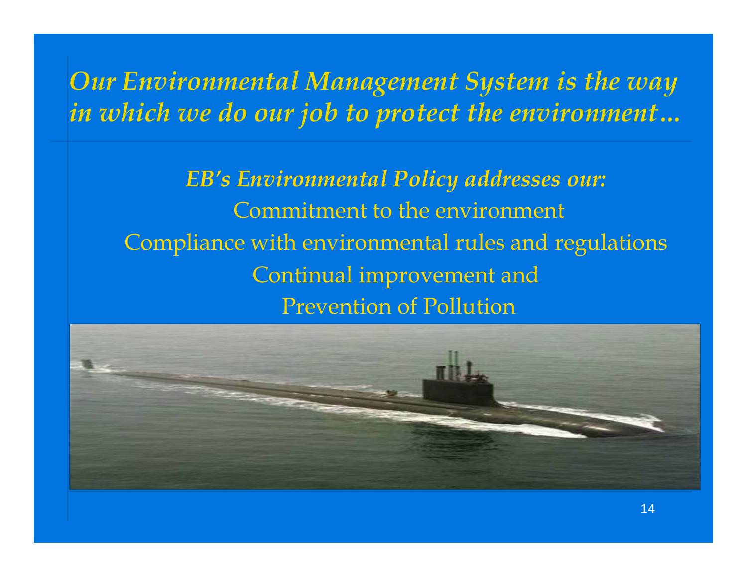# *Our Environmental Management System is the way in which we do our job to protect the environment…*

***EB's Environmental Policy addresses our:***

Commitment to the environment

Compliance with environmental rules and regulations

Continual improvement and

Prevention of Pollution